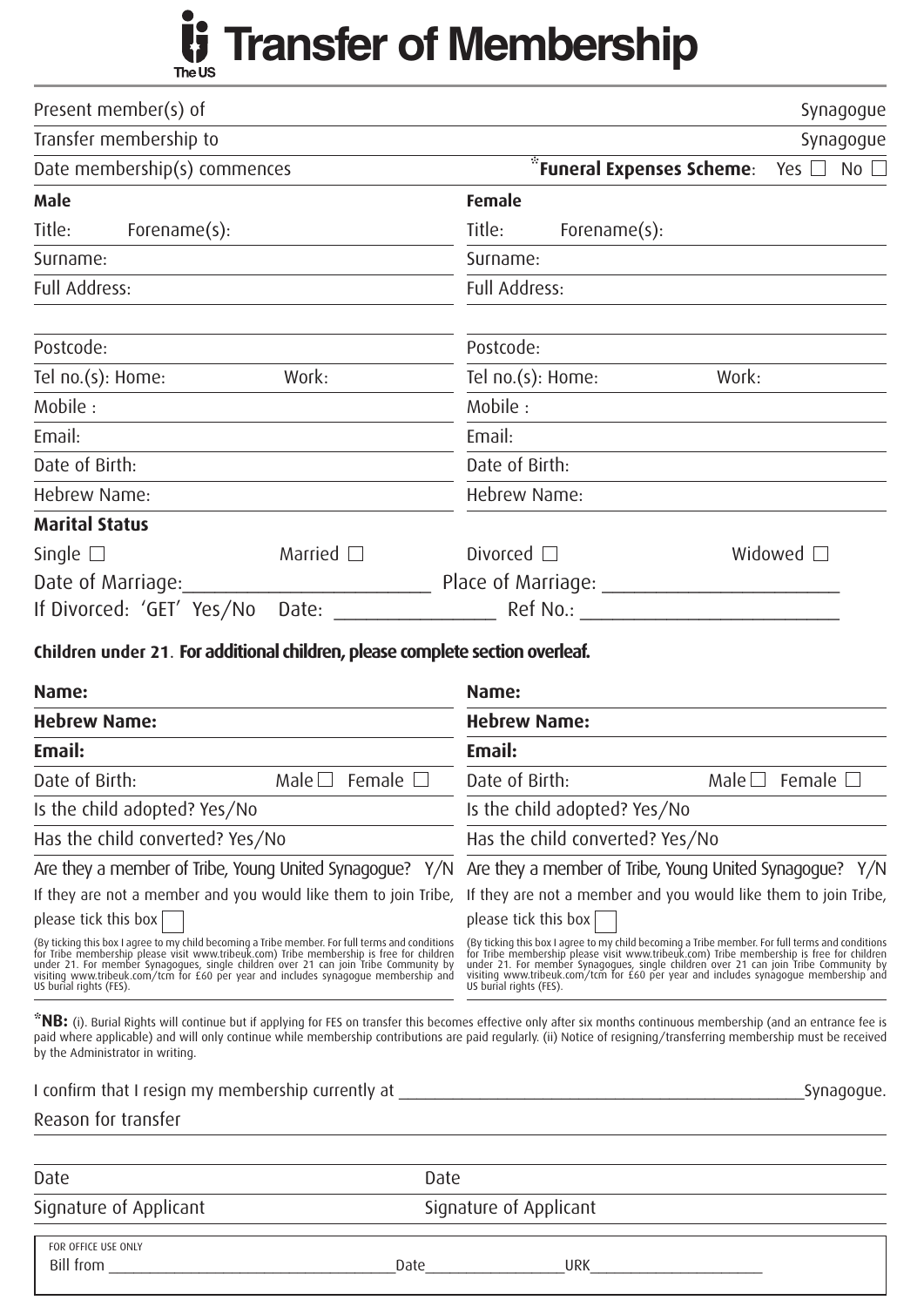# Transfer of Membership

The US

Present member(s) of ______________________________ Synagogue

Transfer membership to ______________________________ Synagogue

Date membership(s) commences ______________ *Funeral Expenses Scheme: Yes ☐ No ☐

| **Male** | **Female** |
|---|---|
| Title: Forename(s): | Title: Forename(s): |
| Surname: | Surname: |
| Full Address: | Full Address: |
| | |
| Postcode: | Postcode: |
| Tel no.(s): Home: Work: | Tel no.(s): Home: Work: |
| Mobile : | Mobile : |
| Email: | Email: |
| Date of Birth: | Date of Birth: |
| Hebrew Name: | Hebrew Name: |

**Marital Status**

Single ☐ Married ☐ Divorced ☐ Widowed ☐

Date of Marriage:________________________ Place of Marriage: ________________________

If Divorced: 'GET' Yes/No Date: ________________ Ref No.: __________________________

**Children under 21**. **For additional children, please complete section overleaf.**

| | |
|---|---|
| **Name:** | **Name:** |
| **Hebrew Name:** | **Hebrew Name:** |
| **Email:** | **Email:** |
| Date of Birth: Male ☐ Female ☐ | Date of Birth: Male ☐ Female ☐ |
| Is the child adopted? Yes/No | Is the child adopted? Yes/No |
| Has the child converted? Yes/No | Has the child converted? Yes/No |
| Are they a member of Tribe, Young United Synagogue? Y/N | Are they a member of Tribe, Young United Synagogue? Y/N |
| If they are not a member and you would like them to join Tribe, please tick this box ☐ | If they are not a member and you would like them to join Tribe, please tick this box ☐ |
| (By ticking this box I agree to my child becoming a Tribe member. For full terms and conditions for Tribe membership please visit www.tribeuk.com) Tribe membership is free for children under 21. For member Synagogues, single children over 21 can join Tribe Community by visiting www.tribeuk.com/tcm for £60 per year and includes synagogue membership and US burial rights (FES). | (By ticking this box I agree to my child becoming a Tribe member. For full terms and conditions for Tribe membership please visit www.tribeuk.com) Tribe membership is free for children under 21. For member Synagogues, single children over 21 can join Tribe Community by visiting www.tribeuk.com/tcm for £60 per year and includes synagogue membership and US burial rights (FES). |

***NB:** (i). Burial Rights will continue but if applying for FES on transfer this becomes effective only after six months continuous membership (and an entrance fee is paid where applicable) and will only continue while membership contributions are paid regularly. (ii) Notice of resigning/transferring membership must be received by the Administrator in writing.

I confirm that I resign my membership currently at ______________________________________________Synagogue.

Reason for transfer

______________________________________________

Date ______________________ Date ______________________

Signature of Applicant ______________________ Signature of Applicant ______________________

FOR OFFICE USE ONLY

Bill from ___________________________________Date_________________URK_____________________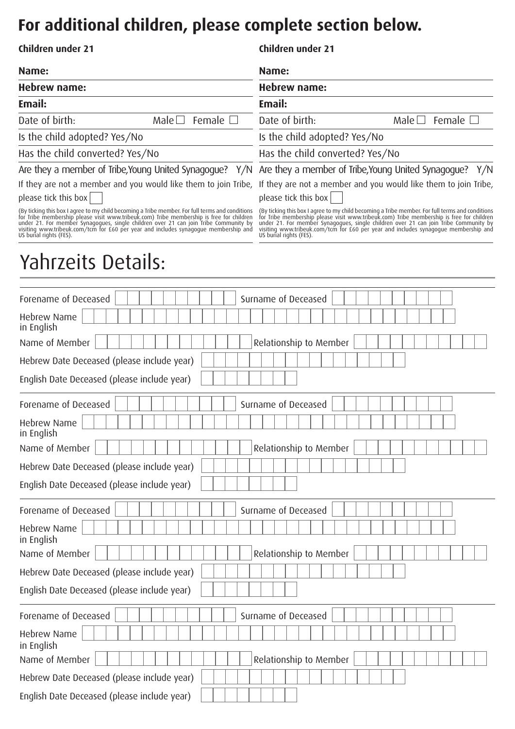# For additional children, please complete section below.

**Children under 21**

**Name:**

**Hebrew name:**

**Email:**

Date of birth: Male ☐ Female ☐

Is the child adopted? Yes/No

Has the child converted? Yes/No

Are they a member of Tribe,Young United Synagogue? Y/N

If they are not a member and you would like them to join Tribe, please tick this box ☐

(By ticking this box I agree to my child becoming a Tribe member. For full terms and conditions for Tribe membership please visit www.tribeuk.com) Tribe membership is free for children under 21. For member Synagogues, single children over 21 can join Tribe Community by visiting www.tribeuk.com/tcm for £60 per year and includes synagogue membership and US burial rights (FES).

**Children under 21**

**Name:**

**Hebrew name:**

**Email:**

Date of birth: Male ☐ Female ☐

Is the child adopted? Yes/No

Has the child converted? Yes/No

Are they a member of Tribe,Young United Synagogue? Y/N

If they are not a member and you would like them to join Tribe, please tick this box ☐

(By ticking this box I agree to my child becoming a Tribe member. For full terms and conditions for Tribe membership please visit www.tribeuk.com) Tribe membership is free for children under 21. For member Synagogues, single children over 21 can join Tribe Community by visiting www.tribeuk.com/tcm for £60 per year and includes synagogue membership and US burial rights (FES).

# Yahrzeits Details:

Forename of Deceased Surname of Deceased

Hebrew Name in English

Name of Member Relationship to Member

Hebrew Date Deceased (please include year)

English Date Deceased (please include year)

---

Forename of Deceased Surname of Deceased

Hebrew Name in English

Name of Member Relationship to Member

Hebrew Date Deceased (please include year)

English Date Deceased (please include year)

---

Forename of Deceased Surname of Deceased

Hebrew Name in English

Name of Member Relationship to Member

Hebrew Date Deceased (please include year)

English Date Deceased (please include year)

---

Forename of Deceased Surname of Deceased

Hebrew Name in English

Name of Member Relationship to Member

Hebrew Date Deceased (please include year)

English Date Deceased (please include year)